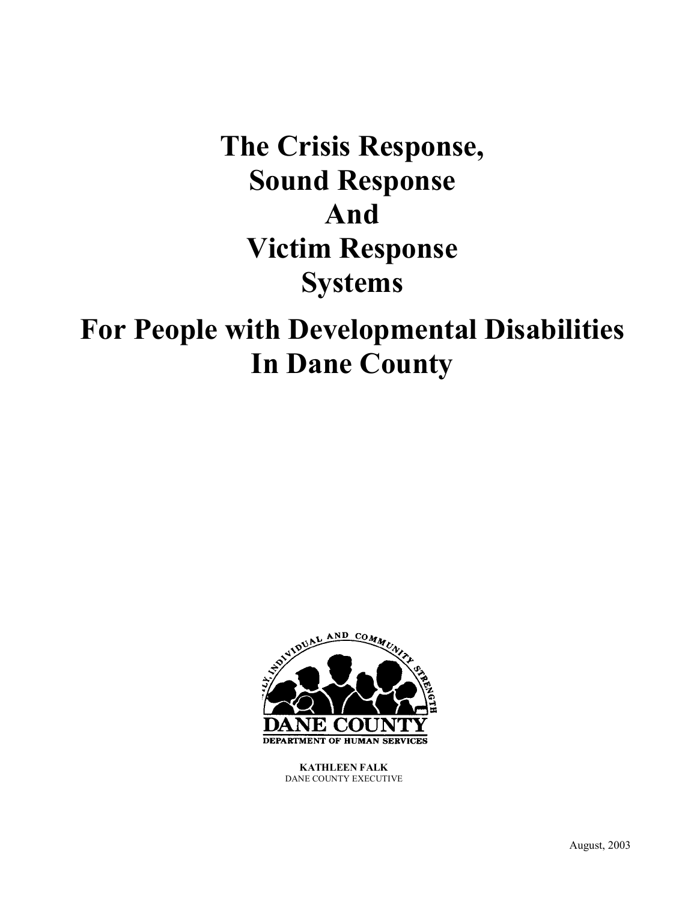# The Crisis Response, Sound Response And Victim Response Systems

# For People with Developmental Disabilities In Dane County

FAMILY, INDIVIDUAL AND COMMUNITY STRENGTH

DANE COUNTY
DEPARTMENT OF HUMAN SERVICES

**KATHLEEN FALK**
DANE COUNTY EXECUTIVE

August, 2003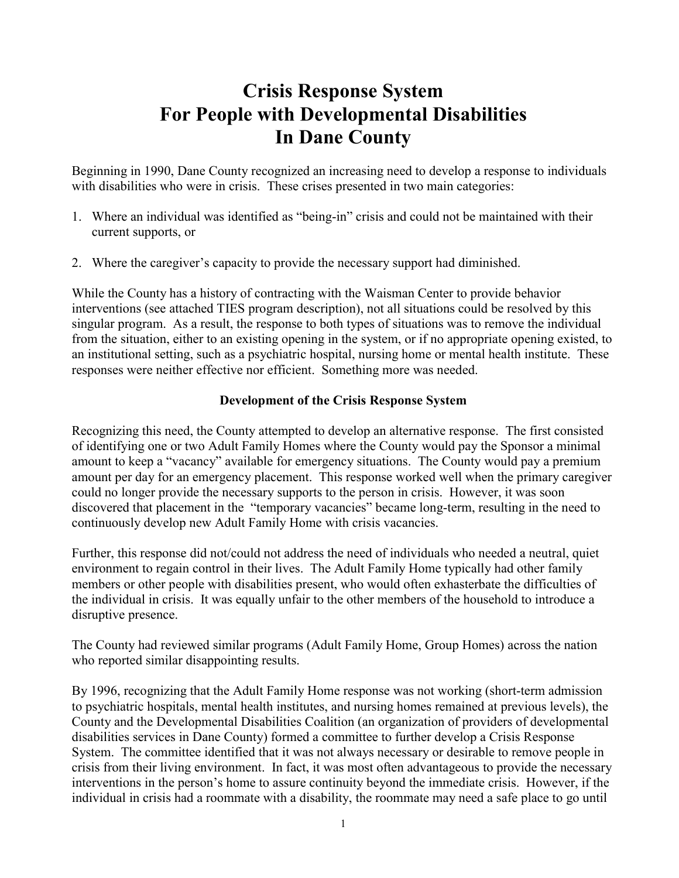# Crisis Response System For People with Developmental Disabilities In Dane County

Beginning in 1990, Dane County recognized an increasing need to develop a response to individuals with disabilities who were in crisis. These crises presented in two main categories:

1. Where an individual was identified as "being-in" crisis and could not be maintained with their current supports, or

2. Where the caregiver's capacity to provide the necessary support had diminished.

While the County has a history of contracting with the Waisman Center to provide behavior interventions (see attached TIES program description), not all situations could be resolved by this singular program. As a result, the response to both types of situations was to remove the individual from the situation, either to an existing opening in the system, or if no appropriate opening existed, to an institutional setting, such as a psychiatric hospital, nursing home or mental health institute. These responses were neither effective nor efficient. Something more was needed.

**Development of the Crisis Response System**

Recognizing this need, the County attempted to develop an alternative response. The first consisted of identifying one or two Adult Family Homes where the County would pay the Sponsor a minimal amount to keep a "vacancy" available for emergency situations. The County would pay a premium amount per day for an emergency placement. This response worked well when the primary caregiver could no longer provide the necessary supports to the person in crisis. However, it was soon discovered that placement in the "temporary vacancies" became long-term, resulting in the need to continuously develop new Adult Family Home with crisis vacancies.

Further, this response did not/could not address the need of individuals who needed a neutral, quiet environment to regain control in their lives. The Adult Family Home typically had other family members or other people with disabilities present, who would often exhasterbate the difficulties of the individual in crisis. It was equally unfair to the other members of the household to introduce a disruptive presence.

The County had reviewed similar programs (Adult Family Home, Group Homes) across the nation who reported similar disappointing results.

By 1996, recognizing that the Adult Family Home response was not working (short-term admission to psychiatric hospitals, mental health institutes, and nursing homes remained at previous levels), the County and the Developmental Disabilities Coalition (an organization of providers of developmental disabilities services in Dane County) formed a committee to further develop a Crisis Response System. The committee identified that it was not always necessary or desirable to remove people in crisis from their living environment. In fact, it was most often advantageous to provide the necessary interventions in the person's home to assure continuity beyond the immediate crisis. However, if the individual in crisis had a roommate with a disability, the roommate may need a safe place to go until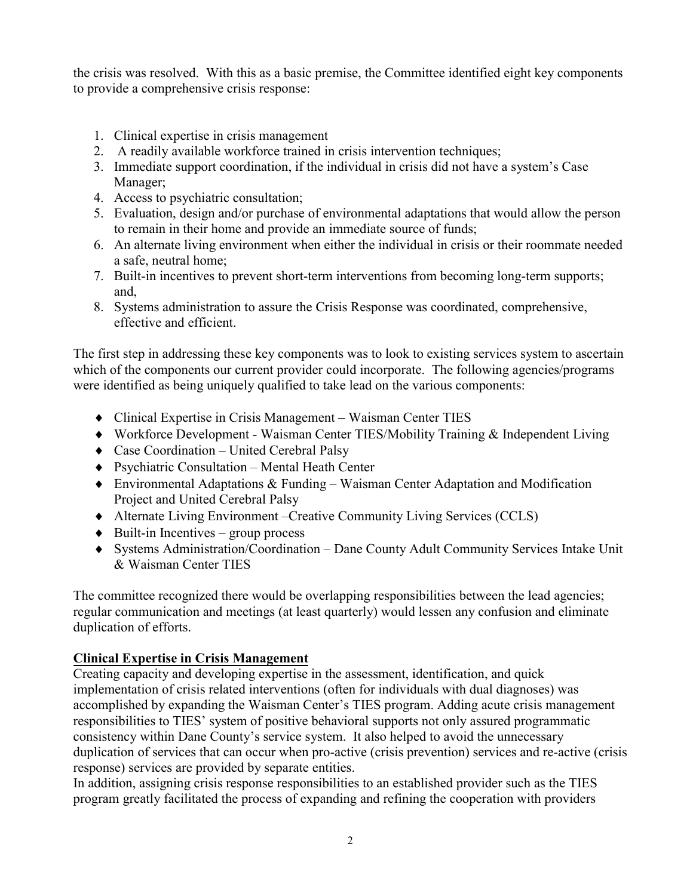the crisis was resolved. With this as a basic premise, the Committee identified eight key components to provide a comprehensive crisis response:

1. Clinical expertise in crisis management
2. A readily available workforce trained in crisis intervention techniques;
3. Immediate support coordination, if the individual in crisis did not have a system's Case Manager;
4. Access to psychiatric consultation;
5. Evaluation, design and/or purchase of environmental adaptations that would allow the person to remain in their home and provide an immediate source of funds;
6. An alternate living environment when either the individual in crisis or their roommate needed a safe, neutral home;
7. Built-in incentives to prevent short-term interventions from becoming long-term supports; and,
8. Systems administration to assure the Crisis Response was coordinated, comprehensive, effective and efficient.

The first step in addressing these key components was to look to existing services system to ascertain which of the components our current provider could incorporate. The following agencies/programs were identified as being uniquely qualified to take lead on the various components:

- Clinical Expertise in Crisis Management – Waisman Center TIES
- Workforce Development - Waisman Center TIES/Mobility Training & Independent Living
- Case Coordination – United Cerebral Palsy
- Psychiatric Consultation – Mental Heath Center
- Environmental Adaptations & Funding – Waisman Center Adaptation and Modification Project and United Cerebral Palsy
- Alternate Living Environment –Creative Community Living Services (CCLS)
- Built-in Incentives – group process
- Systems Administration/Coordination – Dane County Adult Community Services Intake Unit & Waisman Center TIES

The committee recognized there would be overlapping responsibilities between the lead agencies; regular communication and meetings (at least quarterly) would lessen any confusion and eliminate duplication of efforts.

**Clinical Expertise in Crisis Management**

Creating capacity and developing expertise in the assessment, identification, and quick implementation of crisis related interventions (often for individuals with dual diagnoses) was accomplished by expanding the Waisman Center's TIES program. Adding acute crisis management responsibilities to TIES' system of positive behavioral supports not only assured programmatic consistency within Dane County's service system. It also helped to avoid the unnecessary duplication of services that can occur when pro-active (crisis prevention) services and re-active (crisis response) services are provided by separate entities.

In addition, assigning crisis response responsibilities to an established provider such as the TIES program greatly facilitated the process of expanding and refining the cooperation with providers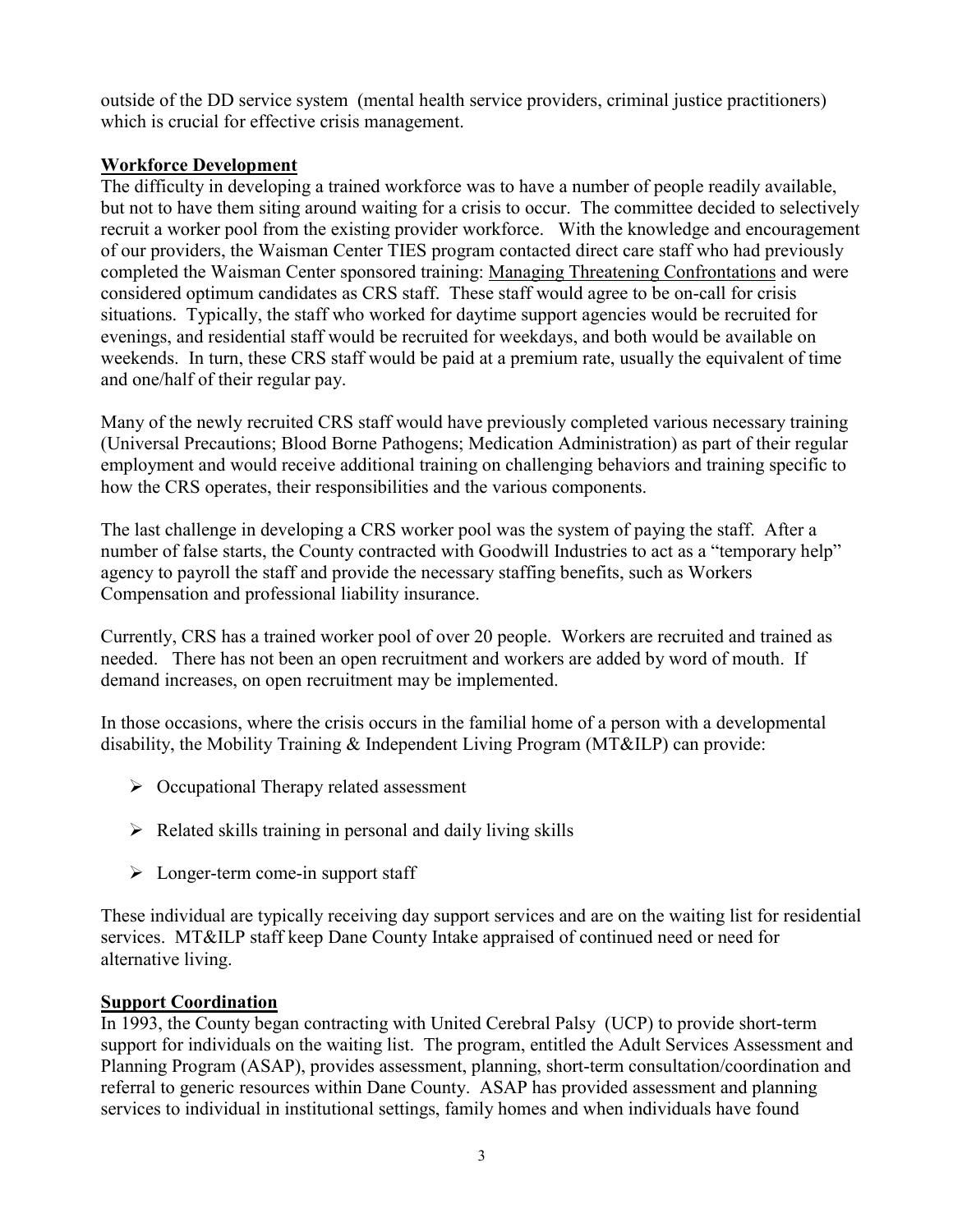outside of the DD service system (mental health service providers, criminal justice practitioners) which is crucial for effective crisis management.

**Workforce Development**

The difficulty in developing a trained workforce was to have a number of people readily available, but not to have them siting around waiting for a crisis to occur. The committee decided to selectively recruit a worker pool from the existing provider workforce. With the knowledge and encouragement of our providers, the Waisman Center TIES program contacted direct care staff who had previously completed the Waisman Center sponsored training: Managing Threatening Confrontations and were considered optimum candidates as CRS staff. These staff would agree to be on-call for crisis situations. Typically, the staff who worked for daytime support agencies would be recruited for evenings, and residential staff would be recruited for weekdays, and both would be available on weekends. In turn, these CRS staff would be paid at a premium rate, usually the equivalent of time and one/half of their regular pay.

Many of the newly recruited CRS staff would have previously completed various necessary training (Universal Precautions; Blood Borne Pathogens; Medication Administration) as part of their regular employment and would receive additional training on challenging behaviors and training specific to how the CRS operates, their responsibilities and the various components.

The last challenge in developing a CRS worker pool was the system of paying the staff. After a number of false starts, the County contracted with Goodwill Industries to act as a "temporary help" agency to payroll the staff and provide the necessary staffing benefits, such as Workers Compensation and professional liability insurance.

Currently, CRS has a trained worker pool of over 20 people. Workers are recruited and trained as needed. There has not been an open recruitment and workers are added by word of mouth. If demand increases, on open recruitment may be implemented.

In those occasions, where the crisis occurs in the familial home of a person with a developmental disability, the Mobility Training & Independent Living Program (MT&ILP) can provide:

- Occupational Therapy related assessment
- Related skills training in personal and daily living skills
- Longer-term come-in support staff

These individual are typically receiving day support services and are on the waiting list for residential services. MT&ILP staff keep Dane County Intake appraised of continued need or need for alternative living.

**Support Coordination**

In 1993, the County began contracting with United Cerebral Palsy (UCP) to provide short-term support for individuals on the waiting list. The program, entitled the Adult Services Assessment and Planning Program (ASAP), provides assessment, planning, short-term consultation/coordination and referral to generic resources within Dane County. ASAP has provided assessment and planning services to individual in institutional settings, family homes and when individuals have found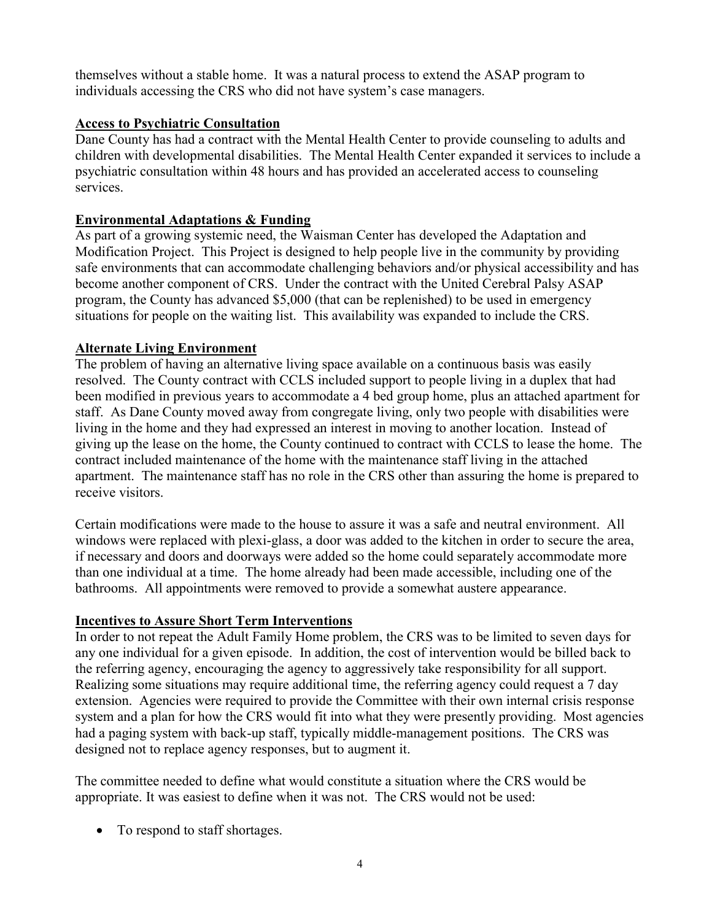themselves without a stable home. It was a natural process to extend the ASAP program to individuals accessing the CRS who did not have system's case managers.

**Access to Psychiatric Consultation**

Dane County has had a contract with the Mental Health Center to provide counseling to adults and children with developmental disabilities. The Mental Health Center expanded it services to include a psychiatric consultation within 48 hours and has provided an accelerated access to counseling services.

**Environmental Adaptations & Funding**

As part of a growing systemic need, the Waisman Center has developed the Adaptation and Modification Project. This Project is designed to help people live in the community by providing safe environments that can accommodate challenging behaviors and/or physical accessibility and has become another component of CRS. Under the contract with the United Cerebral Palsy ASAP program, the County has advanced $5,000 (that can be replenished) to be used in emergency situations for people on the waiting list. This availability was expanded to include the CRS.

**Alternate Living Environment**

The problem of having an alternative living space available on a continuous basis was easily resolved. The County contract with CCLS included support to people living in a duplex that had been modified in previous years to accommodate a 4 bed group home, plus an attached apartment for staff. As Dane County moved away from congregate living, only two people with disabilities were living in the home and they had expressed an interest in moving to another location. Instead of giving up the lease on the home, the County continued to contract with CCLS to lease the home. The contract included maintenance of the home with the maintenance staff living in the attached apartment. The maintenance staff has no role in the CRS other than assuring the home is prepared to receive visitors.

Certain modifications were made to the house to assure it was a safe and neutral environment. All windows were replaced with plexi-glass, a door was added to the kitchen in order to secure the area, if necessary and doors and doorways were added so the home could separately accommodate more than one individual at a time. The home already had been made accessible, including one of the bathrooms. All appointments were removed to provide a somewhat austere appearance.

**Incentives to Assure Short Term Interventions**

In order to not repeat the Adult Family Home problem, the CRS was to be limited to seven days for any one individual for a given episode. In addition, the cost of intervention would be billed back to the referring agency, encouraging the agency to aggressively take responsibility for all support. Realizing some situations may require additional time, the referring agency could request a 7 day extension. Agencies were required to provide the Committee with their own internal crisis response system and a plan for how the CRS would fit into what they were presently providing. Most agencies had a paging system with back-up staff, typically middle-management positions. The CRS was designed not to replace agency responses, but to augment it.

The committee needed to define what would constitute a situation where the CRS would be appropriate. It was easiest to define when it was not. The CRS would not be used:

- To respond to staff shortages.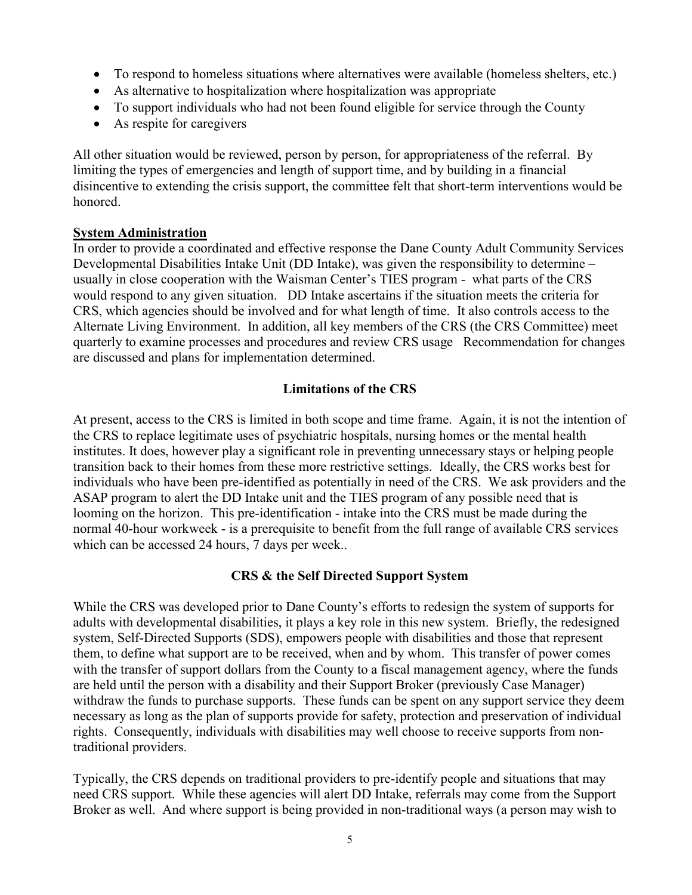- To respond to homeless situations where alternatives were available (homeless shelters, etc.)
- As alternative to hospitalization where hospitalization was appropriate
- To support individuals who had not been found eligible for service through the County
- As respite for caregivers

All other situation would be reviewed, person by person, for appropriateness of the referral. By limiting the types of emergencies and length of support time, and by building in a financial disincentive to extending the crisis support, the committee felt that short-term interventions would be honored.

**System Administration**

In order to provide a coordinated and effective response the Dane County Adult Community Services Developmental Disabilities Intake Unit (DD Intake), was given the responsibility to determine – usually in close cooperation with the Waisman Center's TIES program - what parts of the CRS would respond to any given situation. DD Intake ascertains if the situation meets the criteria for CRS, which agencies should be involved and for what length of time. It also controls access to the Alternate Living Environment. In addition, all key members of the CRS (the CRS Committee) meet quarterly to examine processes and procedures and review CRS usage Recommendation for changes are discussed and plans for implementation determined.

## Limitations of the CRS

At present, access to the CRS is limited in both scope and time frame. Again, it is not the intention of the CRS to replace legitimate uses of psychiatric hospitals, nursing homes or the mental health institutes. It does, however play a significant role in preventing unnecessary stays or helping people transition back to their homes from these more restrictive settings. Ideally, the CRS works best for individuals who have been pre-identified as potentially in need of the CRS. We ask providers and the ASAP program to alert the DD Intake unit and the TIES program of any possible need that is looming on the horizon. This pre-identification - intake into the CRS must be made during the normal 40-hour workweek - is a prerequisite to benefit from the full range of available CRS services which can be accessed 24 hours, 7 days per week..

## CRS & the Self Directed Support System

While the CRS was developed prior to Dane County's efforts to redesign the system of supports for adults with developmental disabilities, it plays a key role in this new system. Briefly, the redesigned system, Self-Directed Supports (SDS), empowers people with disabilities and those that represent them, to define what support are to be received, when and by whom. This transfer of power comes with the transfer of support dollars from the County to a fiscal management agency, where the funds are held until the person with a disability and their Support Broker (previously Case Manager) withdraw the funds to purchase supports. These funds can be spent on any support service they deem necessary as long as the plan of supports provide for safety, protection and preservation of individual rights. Consequently, individuals with disabilities may well choose to receive supports from non-traditional providers.

Typically, the CRS depends on traditional providers to pre-identify people and situations that may need CRS support. While these agencies will alert DD Intake, referrals may come from the Support Broker as well. And where support is being provided in non-traditional ways (a person may wish to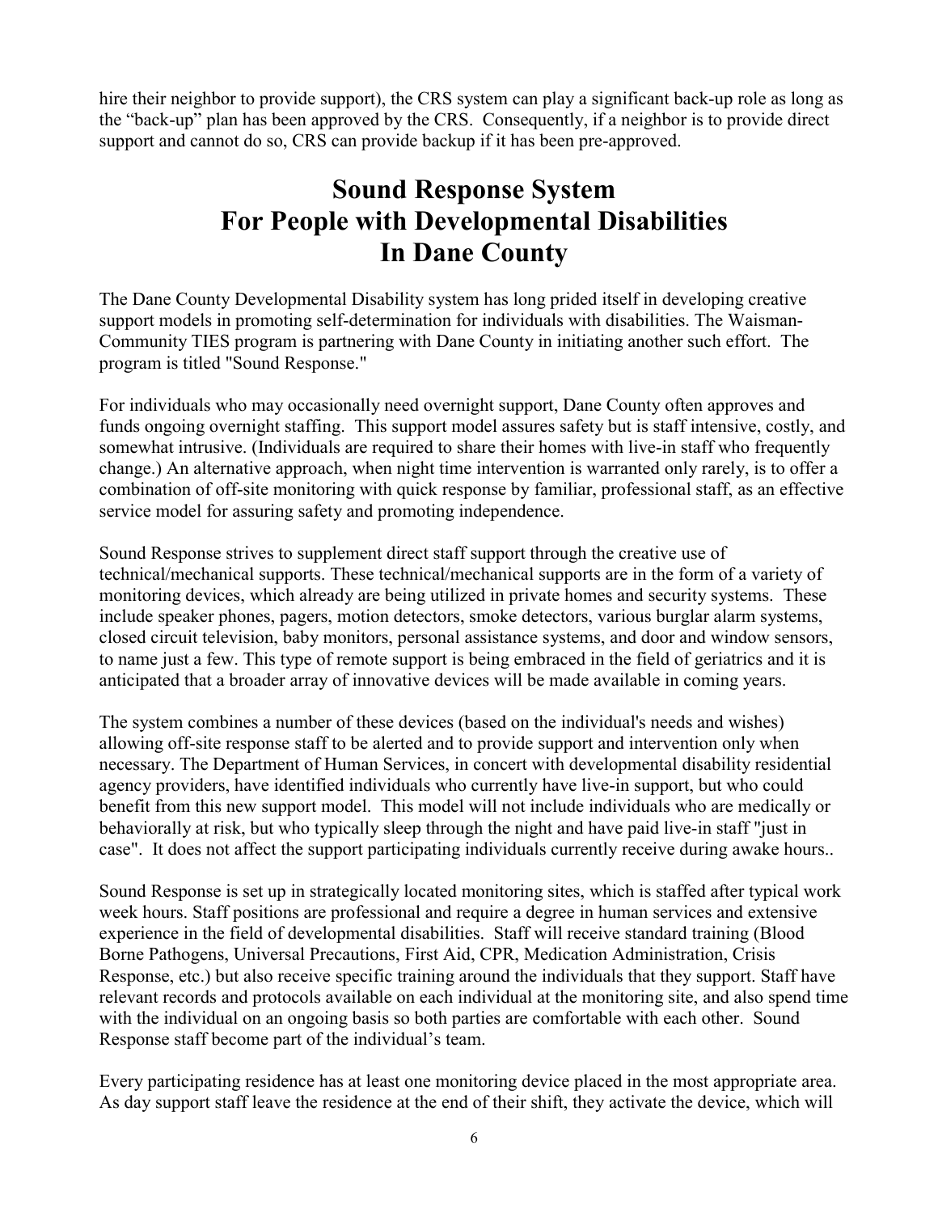hire their neighbor to provide support), the CRS system can play a significant back-up role as long as the “back-up” plan has been approved by the CRS. Consequently, if a neighbor is to provide direct support and cannot do so, CRS can provide backup if it has been pre-approved.

# Sound Response System For People with Developmental Disabilities In Dane County

The Dane County Developmental Disability system has long prided itself in developing creative support models in promoting self-determination for individuals with disabilities. The Waisman-Community TIES program is partnering with Dane County in initiating another such effort. The program is titled "Sound Response."

For individuals who may occasionally need overnight support, Dane County often approves and funds ongoing overnight staffing. This support model assures safety but is staff intensive, costly, and somewhat intrusive. (Individuals are required to share their homes with live-in staff who frequently change.) An alternative approach, when night time intervention is warranted only rarely, is to offer a combination of off-site monitoring with quick response by familiar, professional staff, as an effective service model for assuring safety and promoting independence.

Sound Response strives to supplement direct staff support through the creative use of technical/mechanical supports. These technical/mechanical supports are in the form of a variety of monitoring devices, which already are being utilized in private homes and security systems. These include speaker phones, pagers, motion detectors, smoke detectors, various burglar alarm systems, closed circuit television, baby monitors, personal assistance systems, and door and window sensors, to name just a few. This type of remote support is being embraced in the field of geriatrics and it is anticipated that a broader array of innovative devices will be made available in coming years.

The system combines a number of these devices (based on the individual's needs and wishes) allowing off-site response staff to be alerted and to provide support and intervention only when necessary. The Department of Human Services, in concert with developmental disability residential agency providers, have identified individuals who currently have live-in support, but who could benefit from this new support model. This model will not include individuals who are medically or behaviorally at risk, but who typically sleep through the night and have paid live-in staff "just in case". It does not affect the support participating individuals currently receive during awake hours..

Sound Response is set up in strategically located monitoring sites, which is staffed after typical work week hours. Staff positions are professional and require a degree in human services and extensive experience in the field of developmental disabilities. Staff will receive standard training (Blood Borne Pathogens, Universal Precautions, First Aid, CPR, Medication Administration, Crisis Response, etc.) but also receive specific training around the individuals that they support. Staff have relevant records and protocols available on each individual at the monitoring site, and also spend time with the individual on an ongoing basis so both parties are comfortable with each other. Sound Response staff become part of the individual’s team.

Every participating residence has at least one monitoring device placed in the most appropriate area. As day support staff leave the residence at the end of their shift, they activate the device, which will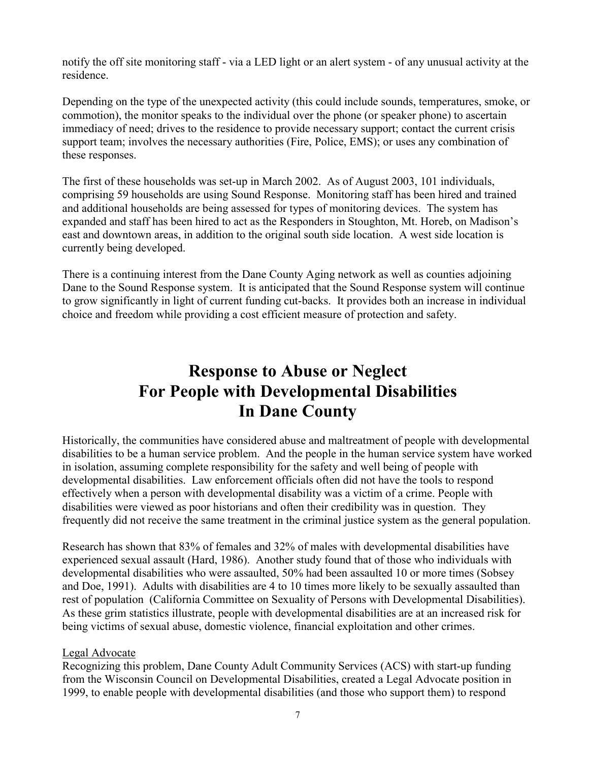notify the off site monitoring staff - via a LED light or an alert system - of any unusual activity at the residence.

Depending on the type of the unexpected activity (this could include sounds, temperatures, smoke, or commotion), the monitor speaks to the individual over the phone (or speaker phone) to ascertain immediacy of need; drives to the residence to provide necessary support; contact the current crisis support team; involves the necessary authorities (Fire, Police, EMS); or uses any combination of these responses.

The first of these households was set-up in March 2002. As of August 2003, 101 individuals, comprising 59 households are using Sound Response. Monitoring staff has been hired and trained and additional households are being assessed for types of monitoring devices. The system has expanded and staff has been hired to act as the Responders in Stoughton, Mt. Horeb, on Madison's east and downtown areas, in addition to the original south side location. A west side location is currently being developed.

There is a continuing interest from the Dane County Aging network as well as counties adjoining Dane to the Sound Response system. It is anticipated that the Sound Response system will continue to grow significantly in light of current funding cut-backs. It provides both an increase in individual choice and freedom while providing a cost efficient measure of protection and safety.

# Response to Abuse or Neglect For People with Developmental Disabilities In Dane County

Historically, the communities have considered abuse and maltreatment of people with developmental disabilities to be a human service problem. And the people in the human service system have worked in isolation, assuming complete responsibility for the safety and well being of people with developmental disabilities. Law enforcement officials often did not have the tools to respond effectively when a person with developmental disability was a victim of a crime. People with disabilities were viewed as poor historians and often their credibility was in question. They frequently did not receive the same treatment in the criminal justice system as the general population.

Research has shown that 83% of females and 32% of males with developmental disabilities have experienced sexual assault (Hard, 1986). Another study found that of those who individuals with developmental disabilities who were assaulted, 50% had been assaulted 10 or more times (Sobsey and Doe, 1991). Adults with disabilities are 4 to 10 times more likely to be sexually assaulted than rest of population (California Committee on Sexuality of Persons with Developmental Disabilities). As these grim statistics illustrate, people with developmental disabilities are at an increased risk for being victims of sexual abuse, domestic violence, financial exploitation and other crimes.

<u>Legal Advocate</u>

Recognizing this problem, Dane County Adult Community Services (ACS) with start-up funding from the Wisconsin Council on Developmental Disabilities, created a Legal Advocate position in 1999, to enable people with developmental disabilities (and those who support them) to respond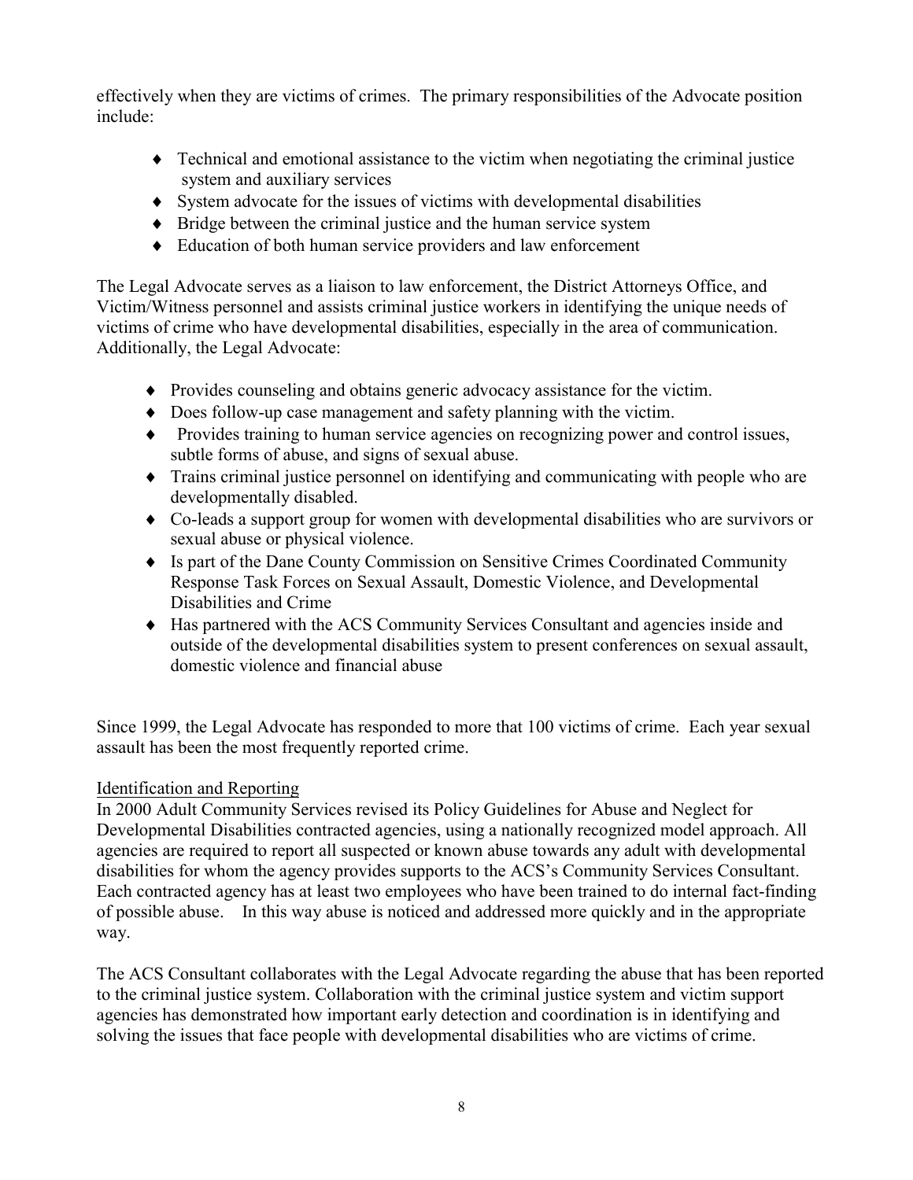effectively when they are victims of crimes. The primary responsibilities of the Advocate position include:

- Technical and emotional assistance to the victim when negotiating the criminal justice system and auxiliary services
- System advocate for the issues of victims with developmental disabilities
- Bridge between the criminal justice and the human service system
- Education of both human service providers and law enforcement

The Legal Advocate serves as a liaison to law enforcement, the District Attorneys Office, and Victim/Witness personnel and assists criminal justice workers in identifying the unique needs of victims of crime who have developmental disabilities, especially in the area of communication. Additionally, the Legal Advocate:

- Provides counseling and obtains generic advocacy assistance for the victim.
- Does follow-up case management and safety planning with the victim.
- Provides training to human service agencies on recognizing power and control issues, subtle forms of abuse, and signs of sexual abuse.
- Trains criminal justice personnel on identifying and communicating with people who are developmentally disabled.
- Co-leads a support group for women with developmental disabilities who are survivors or sexual abuse or physical violence.
- Is part of the Dane County Commission on Sensitive Crimes Coordinated Community Response Task Forces on Sexual Assault, Domestic Violence, and Developmental Disabilities and Crime
- Has partnered with the ACS Community Services Consultant and agencies inside and outside of the developmental disabilities system to present conferences on sexual assault, domestic violence and financial abuse

Since 1999, the Legal Advocate has responded to more that 100 victims of crime. Each year sexual assault has been the most frequently reported crime.

Identification and Reporting

In 2000 Adult Community Services revised its Policy Guidelines for Abuse and Neglect for Developmental Disabilities contracted agencies, using a nationally recognized model approach. All agencies are required to report all suspected or known abuse towards any adult with developmental disabilities for whom the agency provides supports to the ACS's Community Services Consultant. Each contracted agency has at least two employees who have been trained to do internal fact-finding of possible abuse. In this way abuse is noticed and addressed more quickly and in the appropriate way.

The ACS Consultant collaborates with the Legal Advocate regarding the abuse that has been reported to the criminal justice system. Collaboration with the criminal justice system and victim support agencies has demonstrated how important early detection and coordination is in identifying and solving the issues that face people with developmental disabilities who are victims of crime.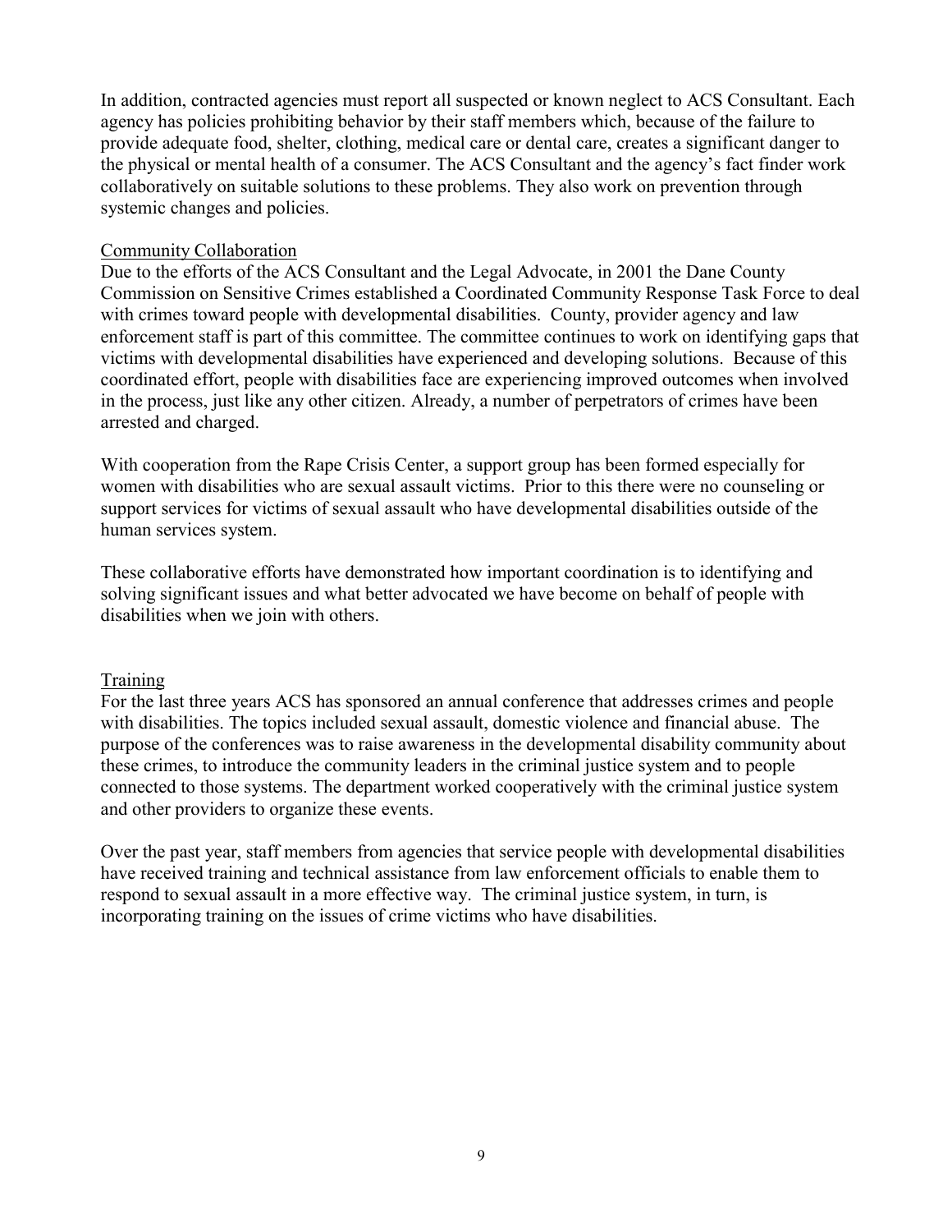In addition, contracted agencies must report all suspected or known neglect to ACS Consultant. Each agency has policies prohibiting behavior by their staff members which, because of the failure to provide adequate food, shelter, clothing, medical care or dental care, creates a significant danger to the physical or mental health of a consumer. The ACS Consultant and the agency's fact finder work collaboratively on suitable solutions to these problems. They also work on prevention through systemic changes and policies.

## Community Collaboration

Due to the efforts of the ACS Consultant and the Legal Advocate, in 2001 the Dane County Commission on Sensitive Crimes established a Coordinated Community Response Task Force to deal with crimes toward people with developmental disabilities. County, provider agency and law enforcement staff is part of this committee. The committee continues to work on identifying gaps that victims with developmental disabilities have experienced and developing solutions. Because of this coordinated effort, people with disabilities face are experiencing improved outcomes when involved in the process, just like any other citizen. Already, a number of perpetrators of crimes have been arrested and charged.

With cooperation from the Rape Crisis Center, a support group has been formed especially for women with disabilities who are sexual assault victims. Prior to this there were no counseling or support services for victims of sexual assault who have developmental disabilities outside of the human services system.

These collaborative efforts have demonstrated how important coordination is to identifying and solving significant issues and what better advocated we have become on behalf of people with disabilities when we join with others.

## Training

For the last three years ACS has sponsored an annual conference that addresses crimes and people with disabilities. The topics included sexual assault, domestic violence and financial abuse. The purpose of the conferences was to raise awareness in the developmental disability community about these crimes, to introduce the community leaders in the criminal justice system and to people connected to those systems. The department worked cooperatively with the criminal justice system and other providers to organize these events.

Over the past year, staff members from agencies that service people with developmental disabilities have received training and technical assistance from law enforcement officials to enable them to respond to sexual assault in a more effective way. The criminal justice system, in turn, is incorporating training on the issues of crime victims who have disabilities.